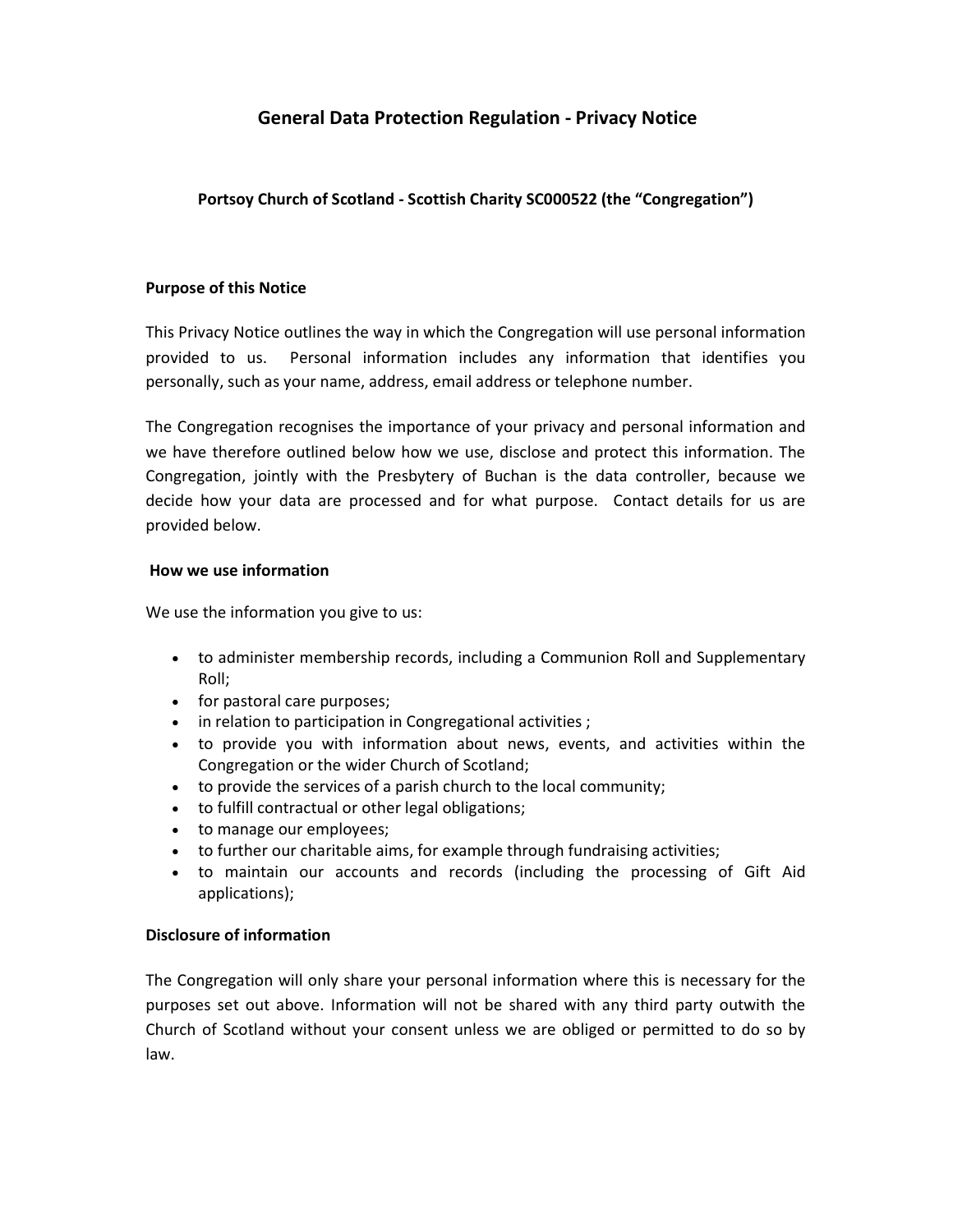# General Data Protection Regulation - Privacy Notice

**Portsoy Church of Scotland - Scottish Charity SC000522 (the "Congregation")**

### Purpose of this Notice

This Privacy Notice outlines the way in which the Congregation will use personal information provided to us. Personal information includes any information that identifies you personally, such as your name, address, email address or telephone number.

The Congregation recognises the importance of your privacy and personal information and we have therefore outlined below how we use, disclose and protect this information. The Congregation, jointly with the Presbytery of Buchan is the data controller, because we decide how your data are processed and for what purpose. Contact details for us are provided below.

### How we use information

We use the information you give to us:

- to administer membership records, including a Communion Roll and Supplementary Roll;
- for pastoral care purposes;
- in relation to participation in Congregational activities ;
- to provide you with information about news, events, and activities within the Congregation or the wider Church of Scotland;
- to provide the services of a parish church to the local community;
- to fulfill contractual or other legal obligations;
- to manage our employees;
- to further our charitable aims, for example through fundraising activities;
- to maintain our accounts and records (including the processing of Gift Aid applications);

### Disclosure of information

The Congregation will only share your personal information where this is necessary for the purposes set out above. Information will not be shared with any third party outwith the Church of Scotland without your consent unless we are obliged or permitted to do so by law.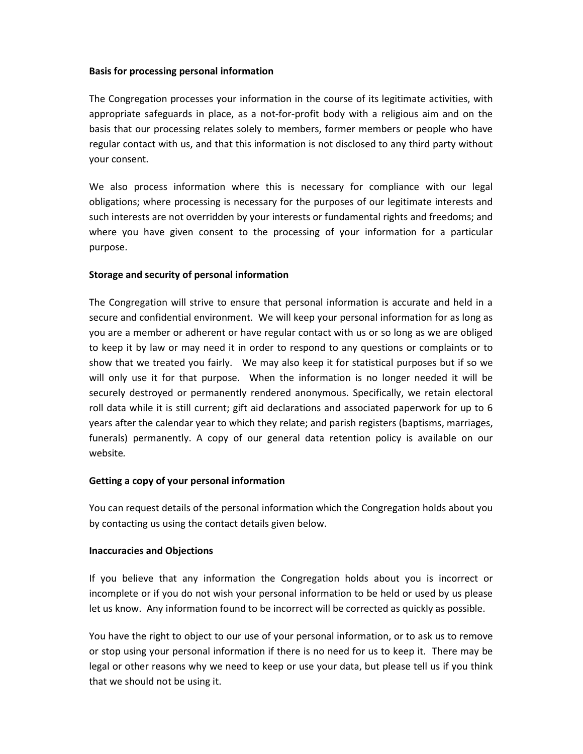**Basis for processing personal information**

The Congregation processes your information in the course of its legitimate activities, with appropriate safeguards in place, as a not-for-profit body with a religious aim and on the basis that our processing relates solely to members, former members or people who have regular contact with us, and that this information is not disclosed to any third party without your consent.

We also process information where this is necessary for compliance with our legal obligations; where processing is necessary for the purposes of our legitimate interests and such interests are not overridden by your interests or fundamental rights and freedoms; and where you have given consent to the processing of your information for a particular purpose.

**Storage and security of personal information**

The Congregation will strive to ensure that personal information is accurate and held in a secure and confidential environment. We will keep your personal information for as long as you are a member or adherent or have regular contact with us or so long as we are obliged to keep it by law or may need it in order to respond to any questions or complaints or to show that we treated you fairly. We may also keep it for statistical purposes but if so we will only use it for that purpose. When the information is no longer needed it will be securely destroyed or permanently rendered anonymous. Specifically, we retain electoral roll data while it is still current; gift aid declarations and associated paperwork for up to 6 years after the calendar year to which they relate; and parish registers (baptisms, marriages, funerals) permanently. A copy of our general data retention policy is available on our website.

**Getting a copy of your personal information**

You can request details of the personal information which the Congregation holds about you by contacting us using the contact details given below.

**Inaccuracies and Objections**

If you believe that any information the Congregation holds about you is incorrect or incomplete or if you do not wish your personal information to be held or used by us please let us know. Any information found to be incorrect will be corrected as quickly as possible.

You have the right to object to our use of your personal information, or to ask us to remove or stop using your personal information if there is no need for us to keep it. There may be legal or other reasons why we need to keep or use your data, but please tell us if you think that we should not be using it.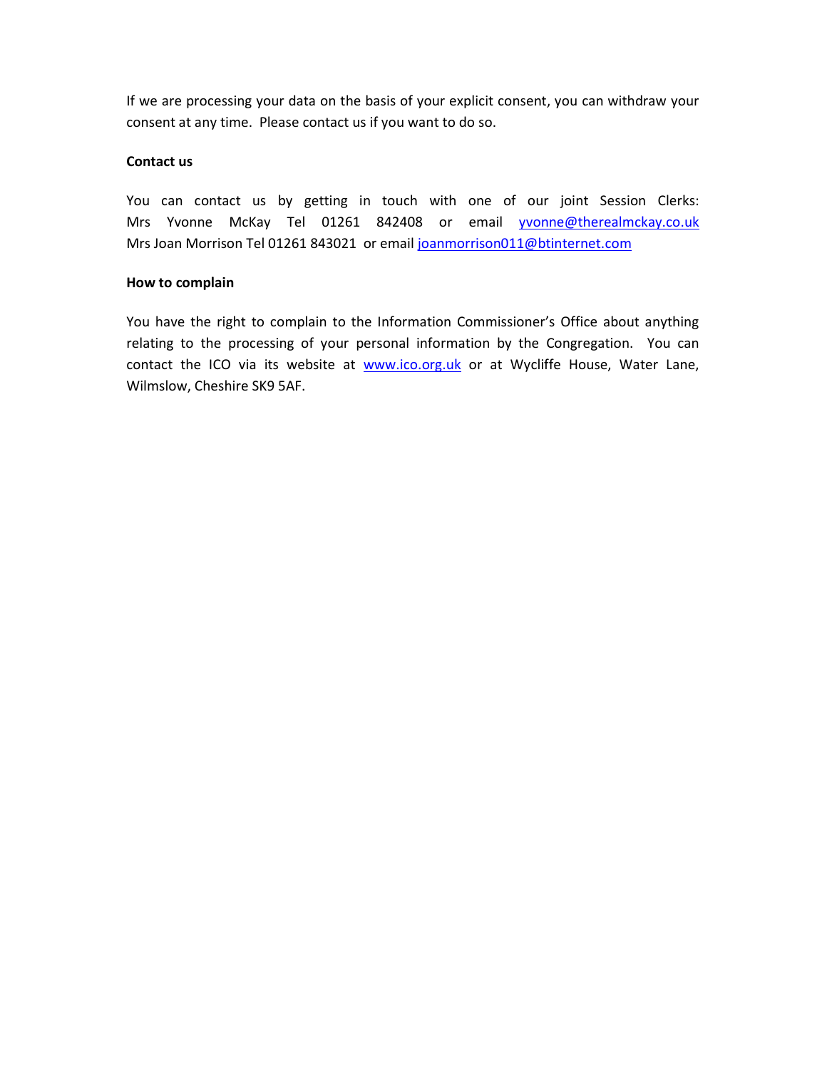If we are processing your data on the basis of your explicit consent, you can withdraw your consent at any time. Please contact us if you want to do so.

**Contact us**

You can contact us by getting in touch with one of our joint Session Clerks: Mrs Yvonne McKay Tel 01261 842408 or email yvonne@therealmckay.co.uk Mrs Joan Morrison Tel 01261 843021 or email joanmorrison011@btinternet.com

**How to complain**

You have the right to complain to the Information Commissioner's Office about anything relating to the processing of your personal information by the Congregation. You can contact the ICO via its website at www.ico.org.uk or at Wycliffe House, Water Lane, Wilmslow, Cheshire SK9 5AF.